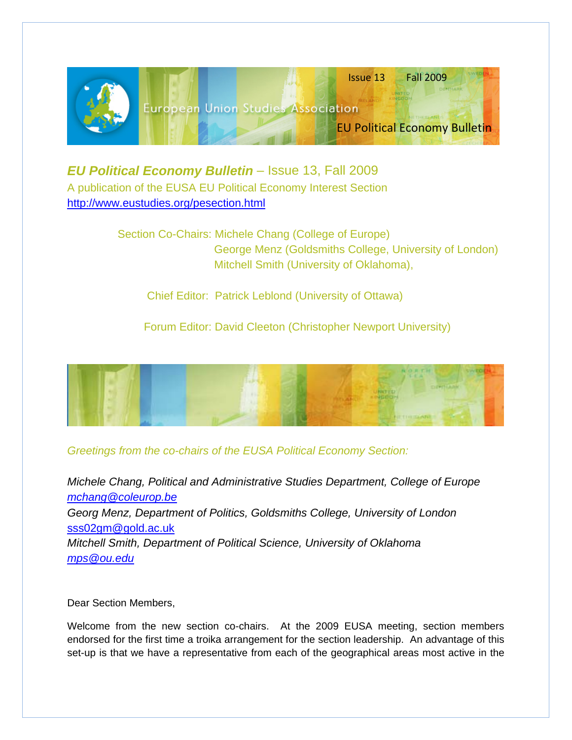Issue 13 Fall 2009

European Union Studies Association

EU Political Economy Bulletin

# *EU Political Economy Bulletin* – Issue 13, Fall 2009

A publication of the EUSA EU Political Economy Interest Section
http://www.eustudies.org/pesection.html

Section Co-Chairs: Michele Chang (College of Europe)
George Menz (Goldsmiths College, University of London)
Mitchell Smith (University of Oklahoma),

Chief Editor: Patrick Leblond (University of Ottawa)

Forum Editor: David Cleeton (Christopher Newport University)

*Greetings from the co-chairs of the EUSA Political Economy Section:*

*Michele Chang, Political and Administrative Studies Department, College of Europe*
*mchang@coleurop.be*
*Georg Menz, Department of Politics, Goldsmiths College, University of London*
sss02gm@gold.ac.uk
*Mitchell Smith, Department of Political Science, University of Oklahoma*
*mps@ou.edu*

Dear Section Members,

Welcome from the new section co-chairs. At the 2009 EUSA meeting, section members endorsed for the first time a troika arrangement for the section leadership. An advantage of this set-up is that we have a representative from each of the geographical areas most active in the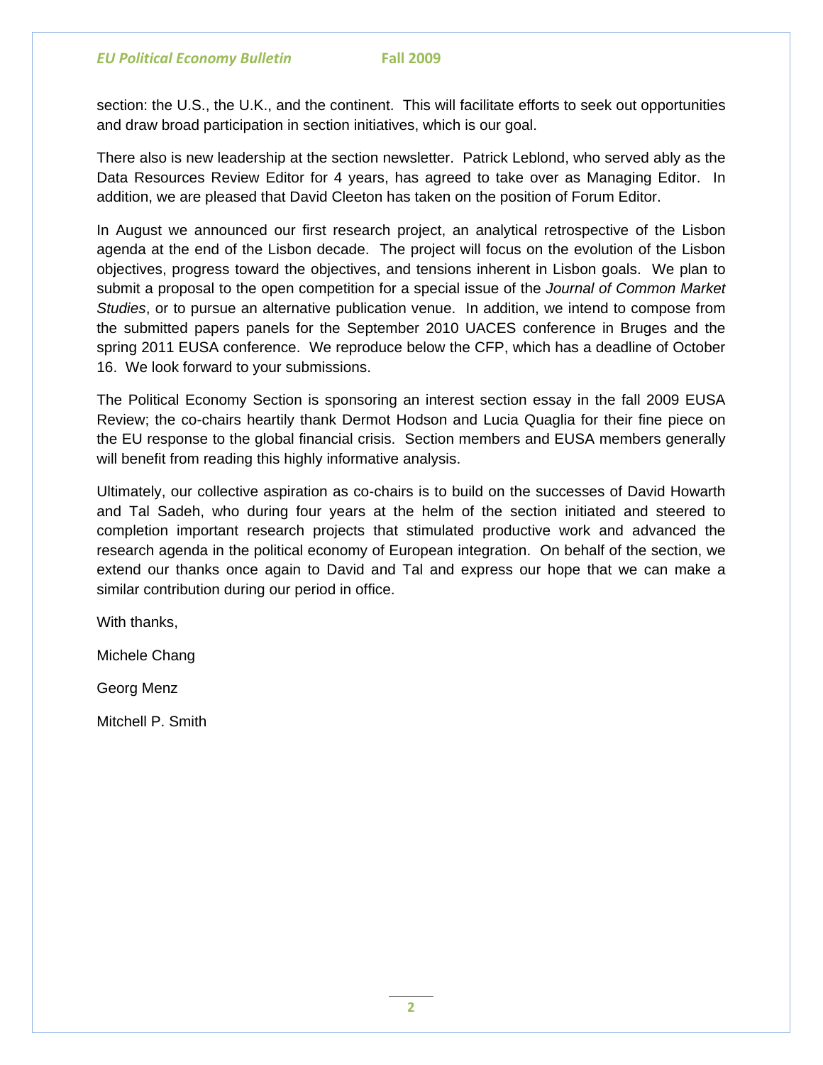section: the U.S., the U.K., and the continent. This will facilitate efforts to seek out opportunities and draw broad participation in section initiatives, which is our goal.

There also is new leadership at the section newsletter. Patrick Leblond, who served ably as the Data Resources Review Editor for 4 years, has agreed to take over as Managing Editor. In addition, we are pleased that David Cleeton has taken on the position of Forum Editor.

In August we announced our first research project, an analytical retrospective of the Lisbon agenda at the end of the Lisbon decade. The project will focus on the evolution of the Lisbon objectives, progress toward the objectives, and tensions inherent in Lisbon goals. We plan to submit a proposal to the open competition for a special issue of the *Journal of Common Market Studies*, or to pursue an alternative publication venue. In addition, we intend to compose from the submitted papers panels for the September 2010 UACES conference in Bruges and the spring 2011 EUSA conference. We reproduce below the CFP, which has a deadline of October 16. We look forward to your submissions.

The Political Economy Section is sponsoring an interest section essay in the fall 2009 EUSA Review; the co-chairs heartily thank Dermot Hodson and Lucia Quaglia for their fine piece on the EU response to the global financial crisis. Section members and EUSA members generally will benefit from reading this highly informative analysis.

Ultimately, our collective aspiration as co-chairs is to build on the successes of David Howarth and Tal Sadeh, who during four years at the helm of the section initiated and steered to completion important research projects that stimulated productive work and advanced the research agenda in the political economy of European integration. On behalf of the section, we extend our thanks once again to David and Tal and express our hope that we can make a similar contribution during our period in office.

With thanks,

Michele Chang

Georg Menz

Mitchell P. Smith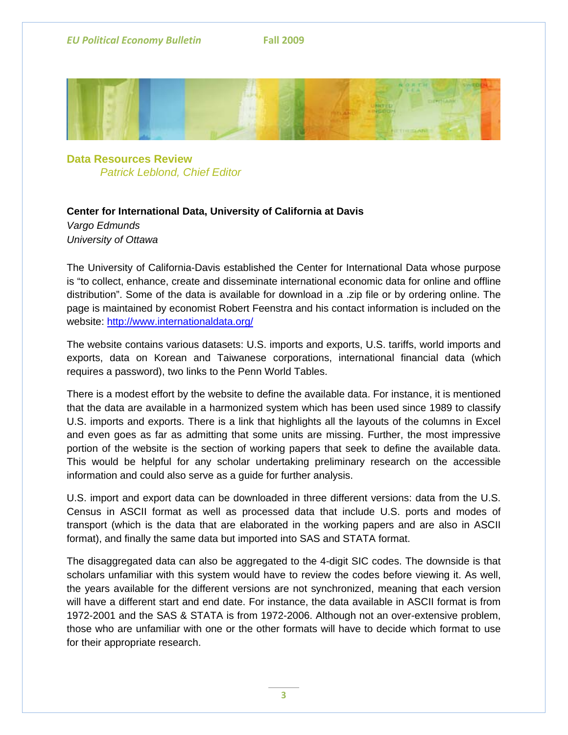## Data Resources Review

*Patrick Leblond, Chief Editor*

**Center for International Data, University of California at Davis**

*Vargo Edmunds*
*University of Ottawa*

The University of California-Davis established the Center for International Data whose purpose is "to collect, enhance, create and disseminate international economic data for online and offline distribution". Some of the data is available for download in a .zip file or by ordering online. The page is maintained by economist Robert Feenstra and his contact information is included on the website: http://www.internationaldata.org/

The website contains various datasets: U.S. imports and exports, U.S. tariffs, world imports and exports, data on Korean and Taiwanese corporations, international financial data (which requires a password), two links to the Penn World Tables.

There is a modest effort by the website to define the available data. For instance, it is mentioned that the data are available in a harmonized system which has been used since 1989 to classify U.S. imports and exports. There is a link that highlights all the layouts of the columns in Excel and even goes as far as admitting that some units are missing. Further, the most impressive portion of the website is the section of working papers that seek to define the available data. This would be helpful for any scholar undertaking preliminary research on the accessible information and could also serve as a guide for further analysis.

U.S. import and export data can be downloaded in three different versions: data from the U.S. Census in ASCII format as well as processed data that include U.S. ports and modes of transport (which is the data that are elaborated in the working papers and are also in ASCII format), and finally the same data but imported into SAS and STATA format.

The disaggregated data can also be aggregated to the 4-digit SIC codes. The downside is that scholars unfamiliar with this system would have to review the codes before viewing it. As well, the years available for the different versions are not synchronized, meaning that each version will have a different start and end date. For instance, the data available in ASCII format is from 1972-2001 and the SAS & STATA is from 1972-2006. Although not an over-extensive problem, those who are unfamiliar with one or the other formats will have to decide which format to use for their appropriate research.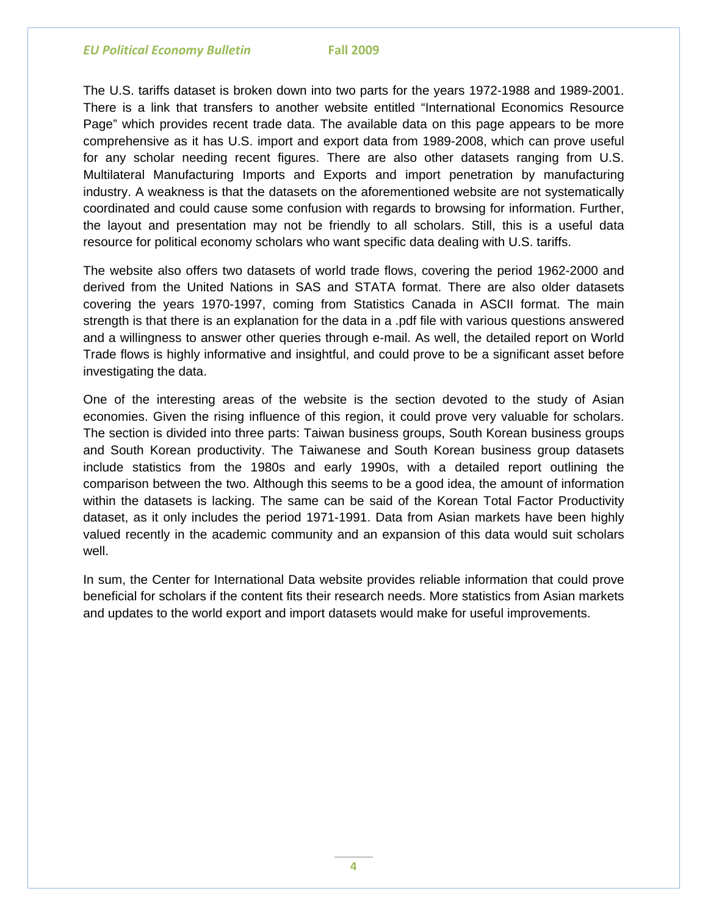The U.S. tariffs dataset is broken down into two parts for the years 1972-1988 and 1989-2001. There is a link that transfers to another website entitled "International Economics Resource Page" which provides recent trade data. The available data on this page appears to be more comprehensive as it has U.S. import and export data from 1989-2008, which can prove useful for any scholar needing recent figures. There are also other datasets ranging from U.S. Multilateral Manufacturing Imports and Exports and import penetration by manufacturing industry. A weakness is that the datasets on the aforementioned website are not systematically coordinated and could cause some confusion with regards to browsing for information. Further, the layout and presentation may not be friendly to all scholars. Still, this is a useful data resource for political economy scholars who want specific data dealing with U.S. tariffs.

The website also offers two datasets of world trade flows, covering the period 1962-2000 and derived from the United Nations in SAS and STATA format. There are also older datasets covering the years 1970-1997, coming from Statistics Canada in ASCII format. The main strength is that there is an explanation for the data in a .pdf file with various questions answered and a willingness to answer other queries through e-mail. As well, the detailed report on World Trade flows is highly informative and insightful, and could prove to be a significant asset before investigating the data.

One of the interesting areas of the website is the section devoted to the study of Asian economies. Given the rising influence of this region, it could prove very valuable for scholars. The section is divided into three parts: Taiwan business groups, South Korean business groups and South Korean productivity. The Taiwanese and South Korean business group datasets include statistics from the 1980s and early 1990s, with a detailed report outlining the comparison between the two. Although this seems to be a good idea, the amount of information within the datasets is lacking. The same can be said of the Korean Total Factor Productivity dataset, as it only includes the period 1971-1991. Data from Asian markets have been highly valued recently in the academic community and an expansion of this data would suit scholars well.

In sum, the Center for International Data website provides reliable information that could prove beneficial for scholars if the content fits their research needs. More statistics from Asian markets and updates to the world export and import datasets would make for useful improvements.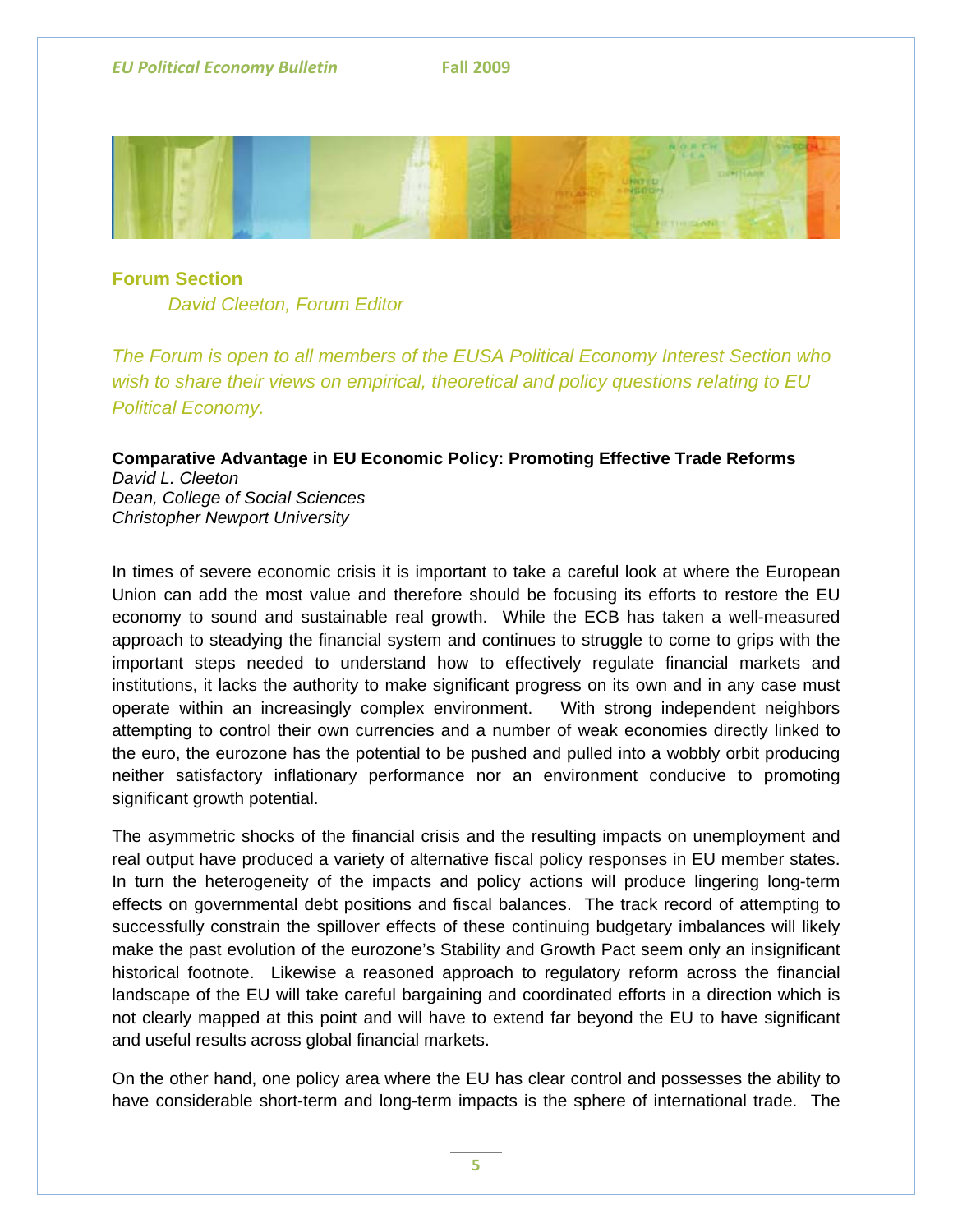## Forum Section

*David Cleeton, Forum Editor*

*The Forum is open to all members of the EUSA Political Economy Interest Section who wish to share their views on empirical, theoretical and policy questions relating to EU Political Economy.*

### Comparative Advantage in EU Economic Policy: Promoting Effective Trade Reforms

*David L. Cleeton*
*Dean, College of Social Sciences*
*Christopher Newport University*

In times of severe economic crisis it is important to take a careful look at where the European Union can add the most value and therefore should be focusing its efforts to restore the EU economy to sound and sustainable real growth. While the ECB has taken a well-measured approach to steadying the financial system and continues to struggle to come to grips with the important steps needed to understand how to effectively regulate financial markets and institutions, it lacks the authority to make significant progress on its own and in any case must operate within an increasingly complex environment. With strong independent neighbors attempting to control their own currencies and a number of weak economies directly linked to the euro, the eurozone has the potential to be pushed and pulled into a wobbly orbit producing neither satisfactory inflationary performance nor an environment conducive to promoting significant growth potential.

The asymmetric shocks of the financial crisis and the resulting impacts on unemployment and real output have produced a variety of alternative fiscal policy responses in EU member states. In turn the heterogeneity of the impacts and policy actions will produce lingering long-term effects on governmental debt positions and fiscal balances. The track record of attempting to successfully constrain the spillover effects of these continuing budgetary imbalances will likely make the past evolution of the eurozone's Stability and Growth Pact seem only an insignificant historical footnote. Likewise a reasoned approach to regulatory reform across the financial landscape of the EU will take careful bargaining and coordinated efforts in a direction which is not clearly mapped at this point and will have to extend far beyond the EU to have significant and useful results across global financial markets.

On the other hand, one policy area where the EU has clear control and possesses the ability to have considerable short-term and long-term impacts is the sphere of international trade. The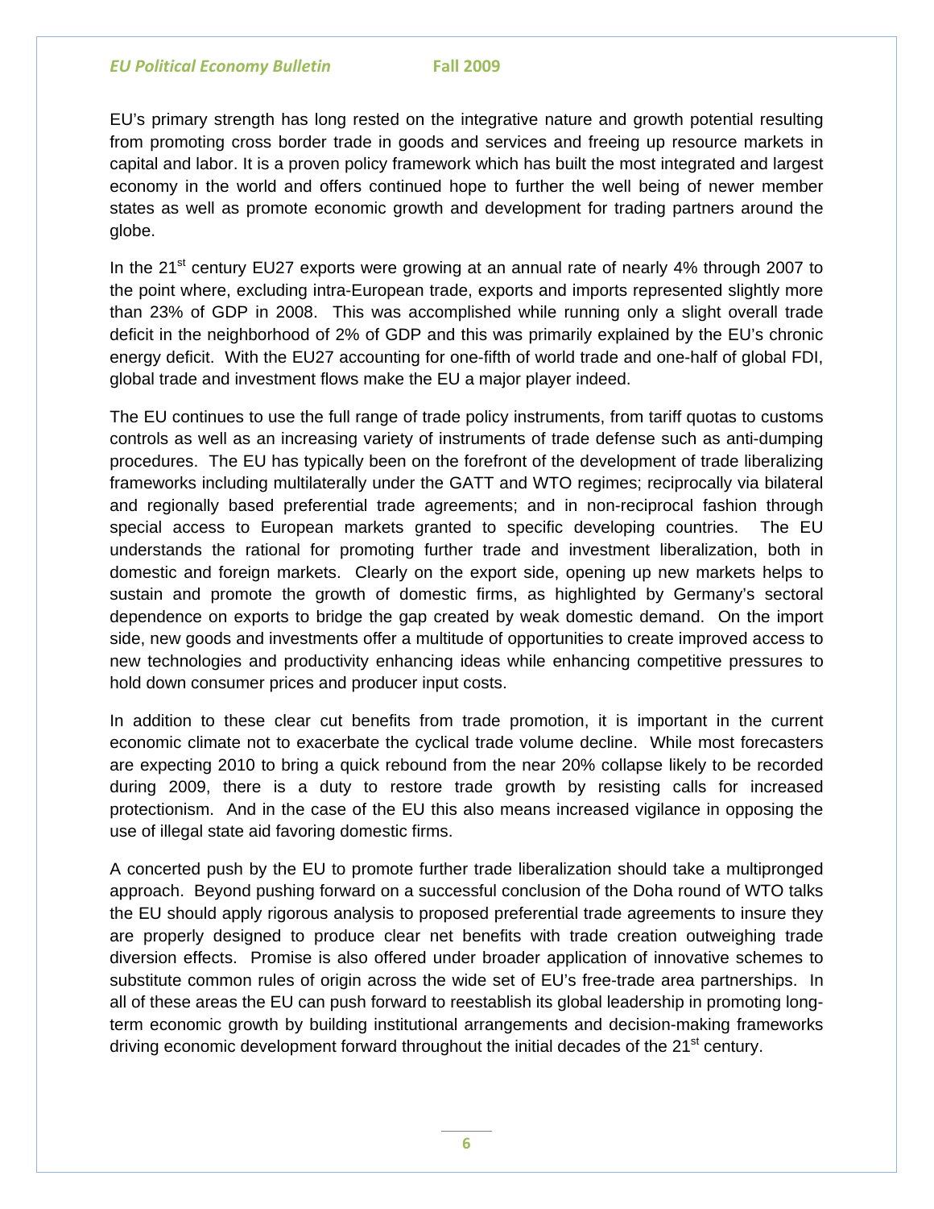EU's primary strength has long rested on the integrative nature and growth potential resulting from promoting cross border trade in goods and services and freeing up resource markets in capital and labor. It is a proven policy framework which has built the most integrated and largest economy in the world and offers continued hope to further the well being of newer member states as well as promote economic growth and development for trading partners around the globe.

In the 21st century EU27 exports were growing at an annual rate of nearly 4% through 2007 to the point where, excluding intra-European trade, exports and imports represented slightly more than 23% of GDP in 2008. This was accomplished while running only a slight overall trade deficit in the neighborhood of 2% of GDP and this was primarily explained by the EU's chronic energy deficit. With the EU27 accounting for one-fifth of world trade and one-half of global FDI, global trade and investment flows make the EU a major player indeed.

The EU continues to use the full range of trade policy instruments, from tariff quotas to customs controls as well as an increasing variety of instruments of trade defense such as anti-dumping procedures. The EU has typically been on the forefront of the development of trade liberalizing frameworks including multilaterally under the GATT and WTO regimes; reciprocally via bilateral and regionally based preferential trade agreements; and in non-reciprocal fashion through special access to European markets granted to specific developing countries. The EU understands the rational for promoting further trade and investment liberalization, both in domestic and foreign markets. Clearly on the export side, opening up new markets helps to sustain and promote the growth of domestic firms, as highlighted by Germany's sectoral dependence on exports to bridge the gap created by weak domestic demand. On the import side, new goods and investments offer a multitude of opportunities to create improved access to new technologies and productivity enhancing ideas while enhancing competitive pressures to hold down consumer prices and producer input costs.

In addition to these clear cut benefits from trade promotion, it is important in the current economic climate not to exacerbate the cyclical trade volume decline. While most forecasters are expecting 2010 to bring a quick rebound from the near 20% collapse likely to be recorded during 2009, there is a duty to restore trade growth by resisting calls for increased protectionism. And in the case of the EU this also means increased vigilance in opposing the use of illegal state aid favoring domestic firms.

A concerted push by the EU to promote further trade liberalization should take a multipronged approach. Beyond pushing forward on a successful conclusion of the Doha round of WTO talks the EU should apply rigorous analysis to proposed preferential trade agreements to insure they are properly designed to produce clear net benefits with trade creation outweighing trade diversion effects. Promise is also offered under broader application of innovative schemes to substitute common rules of origin across the wide set of EU's free-trade area partnerships. In all of these areas the EU can push forward to reestablish its global leadership in promoting long-term economic growth by building institutional arrangements and decision-making frameworks driving economic development forward throughout the initial decades of the 21st century.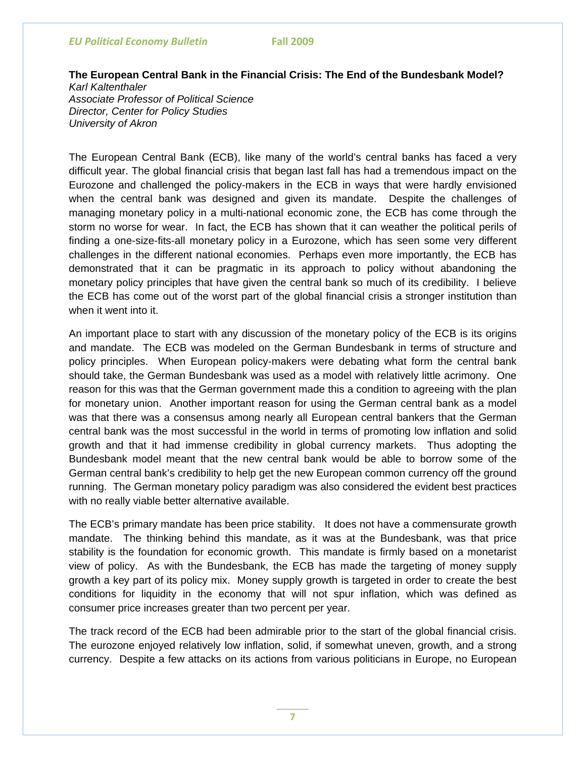## The European Central Bank in the Financial Crisis: The End of the Bundesbank Model?

*Karl Kaltenthaler*
*Associate Professor of Political Science*
*Director, Center for Policy Studies*
*University of Akron*

The European Central Bank (ECB), like many of the world's central banks has faced a very difficult year. The global financial crisis that began last fall has had a tremendous impact on the Eurozone and challenged the policy-makers in the ECB in ways that were hardly envisioned when the central bank was designed and given its mandate. Despite the challenges of managing monetary policy in a multi-national economic zone, the ECB has come through the storm no worse for wear. In fact, the ECB has shown that it can weather the political perils of finding a one-size-fits-all monetary policy in a Eurozone, which has seen some very different challenges in the different national economies. Perhaps even more importantly, the ECB has demonstrated that it can be pragmatic in its approach to policy without abandoning the monetary policy principles that have given the central bank so much of its credibility. I believe the ECB has come out of the worst part of the global financial crisis a stronger institution than when it went into it.

An important place to start with any discussion of the monetary policy of the ECB is its origins and mandate. The ECB was modeled on the German Bundesbank in terms of structure and policy principles. When European policy-makers were debating what form the central bank should take, the German Bundesbank was used as a model with relatively little acrimony. One reason for this was that the German government made this a condition to agreeing with the plan for monetary union. Another important reason for using the German central bank as a model was that there was a consensus among nearly all European central bankers that the German central bank was the most successful in the world in terms of promoting low inflation and solid growth and that it had immense credibility in global currency markets. Thus adopting the Bundesbank model meant that the new central bank would be able to borrow some of the German central bank's credibility to help get the new European common currency off the ground running. The German monetary policy paradigm was also considered the evident best practices with no really viable better alternative available.

The ECB's primary mandate has been price stability. It does not have a commensurate growth mandate. The thinking behind this mandate, as it was at the Bundesbank, was that price stability is the foundation for economic growth. This mandate is firmly based on a monetarist view of policy. As with the Bundesbank, the ECB has made the targeting of money supply growth a key part of its policy mix. Money supply growth is targeted in order to create the best conditions for liquidity in the economy that will not spur inflation, which was defined as consumer price increases greater than two percent per year.

The track record of the ECB had been admirable prior to the start of the global financial crisis. The eurozone enjoyed relatively low inflation, solid, if somewhat uneven, growth, and a strong currency. Despite a few attacks on its actions from various politicians in Europe, no European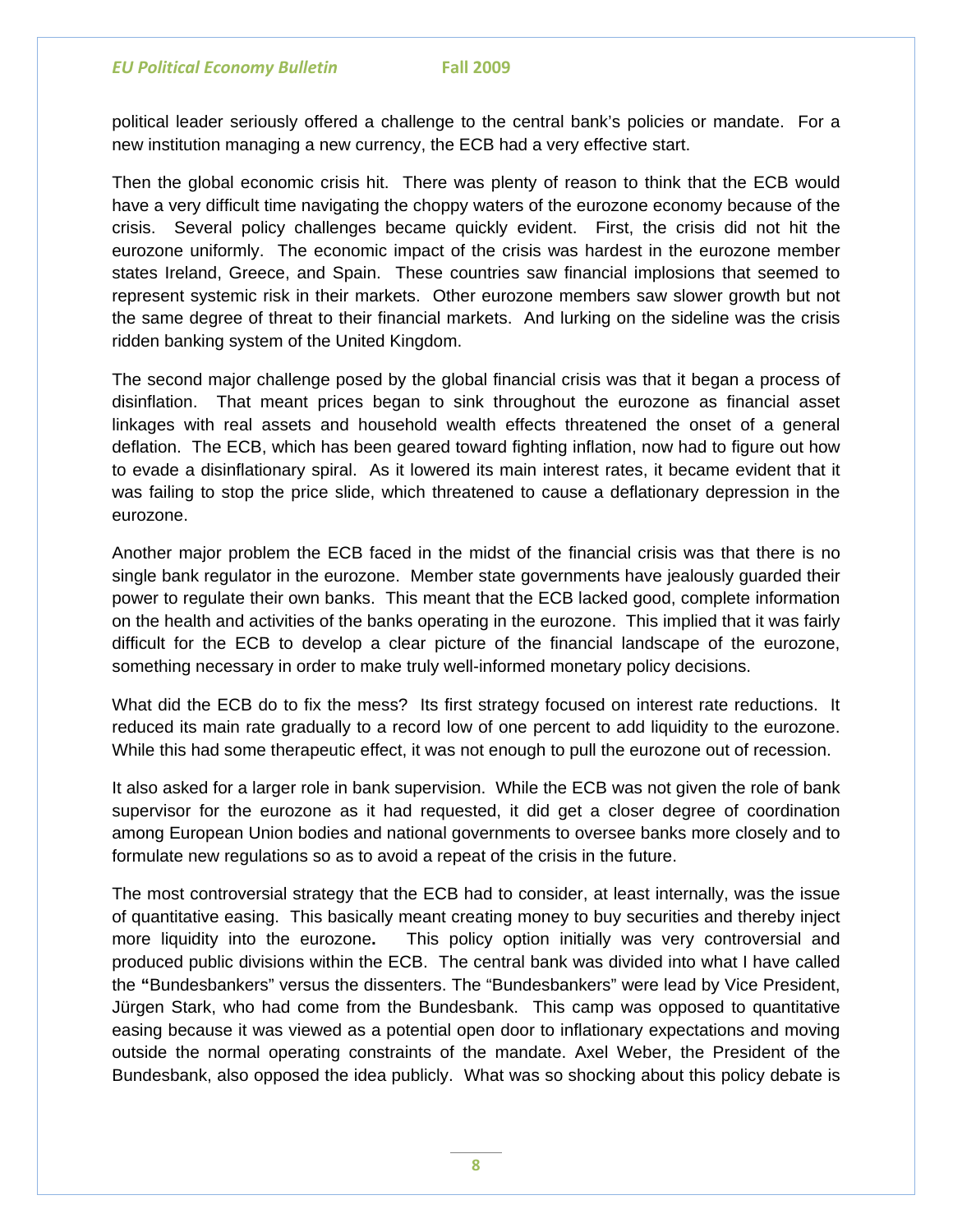political leader seriously offered a challenge to the central bank's policies or mandate. For a new institution managing a new currency, the ECB had a very effective start.

Then the global economic crisis hit. There was plenty of reason to think that the ECB would have a very difficult time navigating the choppy waters of the eurozone economy because of the crisis. Several policy challenges became quickly evident. First, the crisis did not hit the eurozone uniformly. The economic impact of the crisis was hardest in the eurozone member states Ireland, Greece, and Spain. These countries saw financial implosions that seemed to represent systemic risk in their markets. Other eurozone members saw slower growth but not the same degree of threat to their financial markets. And lurking on the sideline was the crisis ridden banking system of the United Kingdom.

The second major challenge posed by the global financial crisis was that it began a process of disinflation. That meant prices began to sink throughout the eurozone as financial asset linkages with real assets and household wealth effects threatened the onset of a general deflation. The ECB, which has been geared toward fighting inflation, now had to figure out how to evade a disinflationary spiral. As it lowered its main interest rates, it became evident that it was failing to stop the price slide, which threatened to cause a deflationary depression in the eurozone.

Another major problem the ECB faced in the midst of the financial crisis was that there is no single bank regulator in the eurozone. Member state governments have jealously guarded their power to regulate their own banks. This meant that the ECB lacked good, complete information on the health and activities of the banks operating in the eurozone. This implied that it was fairly difficult for the ECB to develop a clear picture of the financial landscape of the eurozone, something necessary in order to make truly well-informed monetary policy decisions.

What did the ECB do to fix the mess? Its first strategy focused on interest rate reductions. It reduced its main rate gradually to a record low of one percent to add liquidity to the eurozone. While this had some therapeutic effect, it was not enough to pull the eurozone out of recession.

It also asked for a larger role in bank supervision. While the ECB was not given the role of bank supervisor for the eurozone as it had requested, it did get a closer degree of coordination among European Union bodies and national governments to oversee banks more closely and to formulate new regulations so as to avoid a repeat of the crisis in the future.

The most controversial strategy that the ECB had to consider, at least internally, was the issue of quantitative easing. This basically meant creating money to buy securities and thereby inject more liquidity into the eurozone**.** This policy option initially was very controversial and produced public divisions within the ECB. The central bank was divided into what I have called the **"**Bundesbankers" versus the dissenters. The "Bundesbankers" were lead by Vice President, Jürgen Stark, who had come from the Bundesbank. This camp was opposed to quantitative easing because it was viewed as a potential open door to inflationary expectations and moving outside the normal operating constraints of the mandate. Axel Weber, the President of the Bundesbank, also opposed the idea publicly. What was so shocking about this policy debate is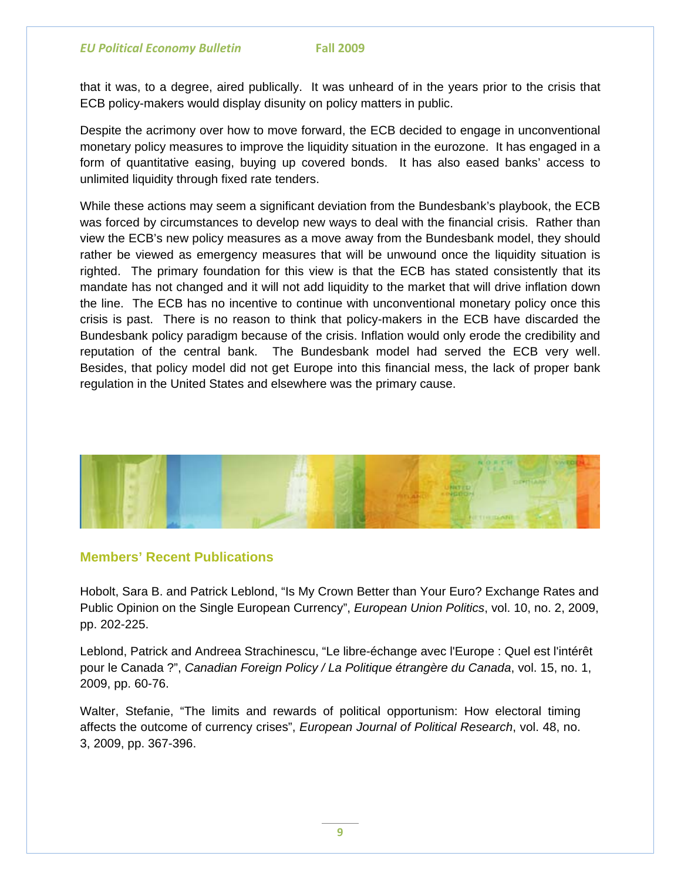that it was, to a degree, aired publically. It was unheard of in the years prior to the crisis that ECB policy-makers would display disunity on policy matters in public.

Despite the acrimony over how to move forward, the ECB decided to engage in unconventional monetary policy measures to improve the liquidity situation in the eurozone. It has engaged in a form of quantitative easing, buying up covered bonds. It has also eased banks' access to unlimited liquidity through fixed rate tenders.

While these actions may seem a significant deviation from the Bundesbank's playbook, the ECB was forced by circumstances to develop new ways to deal with the financial crisis. Rather than view the ECB's new policy measures as a move away from the Bundesbank model, they should rather be viewed as emergency measures that will be unwound once the liquidity situation is righted. The primary foundation for this view is that the ECB has stated consistently that its mandate has not changed and it will not add liquidity to the market that will drive inflation down the line. The ECB has no incentive to continue with unconventional monetary policy once this crisis is past. There is no reason to think that policy-makers in the ECB have discarded the Bundesbank policy paradigm because of the crisis. Inflation would only erode the credibility and reputation of the central bank. The Bundesbank model had served the ECB very well. Besides, that policy model did not get Europe into this financial mess, the lack of proper bank regulation in the United States and elsewhere was the primary cause.

## Members' Recent Publications

Hobolt, Sara B. and Patrick Leblond, "Is My Crown Better than Your Euro? Exchange Rates and Public Opinion on the Single European Currency", *European Union Politics*, vol. 10, no. 2, 2009, pp. 202-225.

Leblond, Patrick and Andreea Strachinescu, "Le libre-échange avec l'Europe : Quel est l'intérêt pour le Canada ?", *Canadian Foreign Policy / La Politique étrangère du Canada*, vol. 15, no. 1, 2009, pp. 60-76.

Walter, Stefanie, "The limits and rewards of political opportunism: How electoral timing affects the outcome of currency crises", *European Journal of Political Research*, vol. 48, no. 3, 2009, pp. 367-396.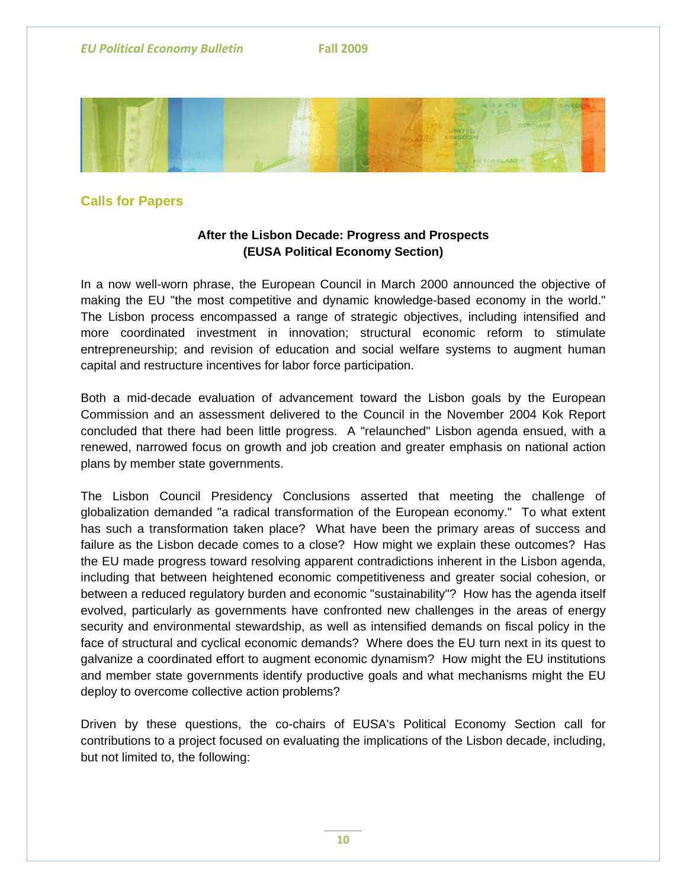## Calls for Papers

**After the Lisbon Decade: Progress and Prospects**
**(EUSA Political Economy Section)**

In a now well-worn phrase, the European Council in March 2000 announced the objective of making the EU "the most competitive and dynamic knowledge-based economy in the world." The Lisbon process encompassed a range of strategic objectives, including intensified and more coordinated investment in innovation; structural economic reform to stimulate entrepreneurship; and revision of education and social welfare systems to augment human capital and restructure incentives for labor force participation.

Both a mid-decade evaluation of advancement toward the Lisbon goals by the European Commission and an assessment delivered to the Council in the November 2004 Kok Report concluded that there had been little progress. A "relaunched" Lisbon agenda ensued, with a renewed, narrowed focus on growth and job creation and greater emphasis on national action plans by member state governments.

The Lisbon Council Presidency Conclusions asserted that meeting the challenge of globalization demanded "a radical transformation of the European economy." To what extent has such a transformation taken place? What have been the primary areas of success and failure as the Lisbon decade comes to a close? How might we explain these outcomes? Has the EU made progress toward resolving apparent contradictions inherent in the Lisbon agenda, including that between heightened economic competitiveness and greater social cohesion, or between a reduced regulatory burden and economic "sustainability"? How has the agenda itself evolved, particularly as governments have confronted new challenges in the areas of energy security and environmental stewardship, as well as intensified demands on fiscal policy in the face of structural and cyclical economic demands? Where does the EU turn next in its quest to galvanize a coordinated effort to augment economic dynamism? How might the EU institutions and member state governments identify productive goals and what mechanisms might the EU deploy to overcome collective action problems?

Driven by these questions, the co-chairs of EUSA's Political Economy Section call for contributions to a project focused on evaluating the implications of the Lisbon decade, including, but not limited to, the following: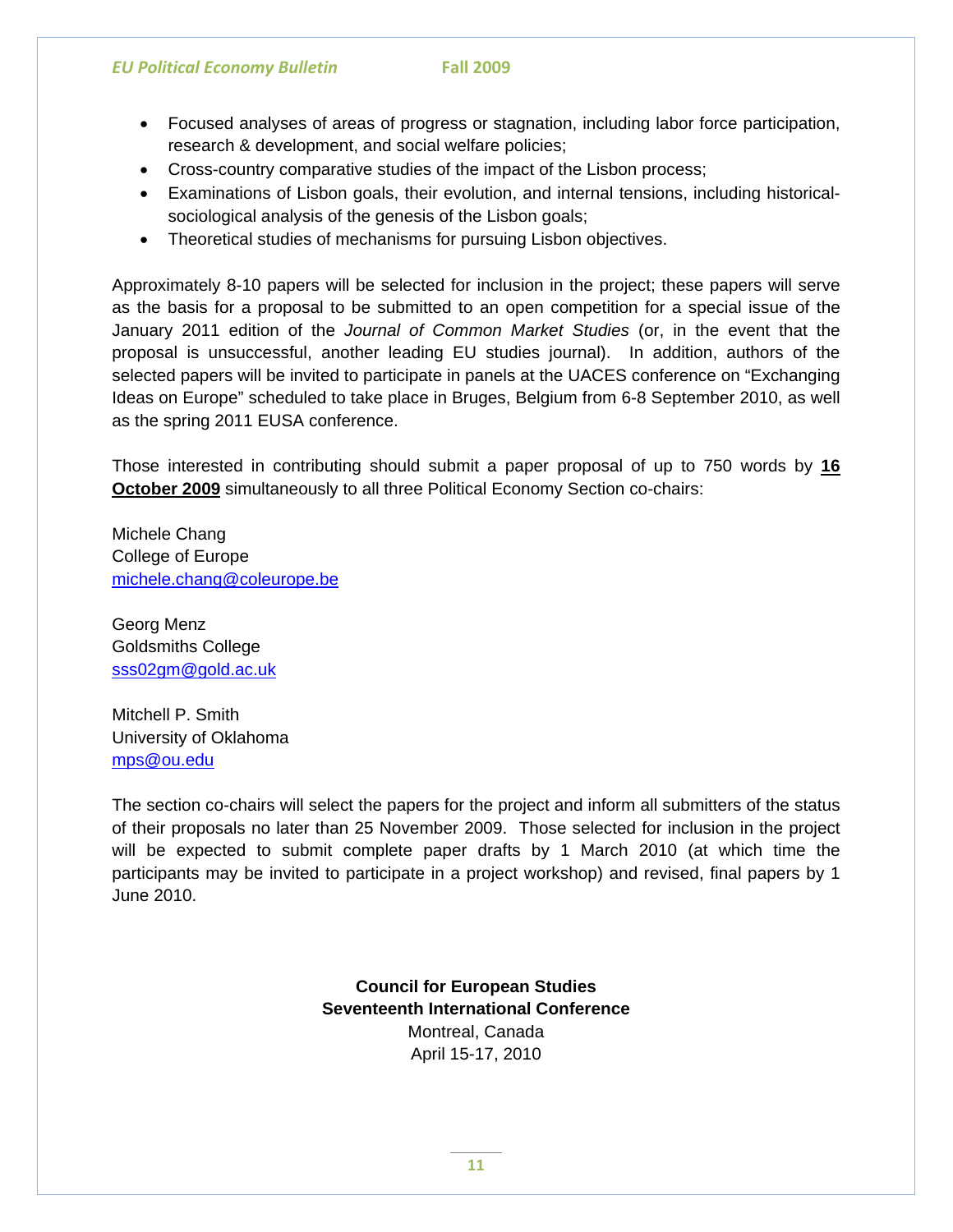- Focused analyses of areas of progress or stagnation, including labor force participation, research & development, and social welfare policies;
- Cross-country comparative studies of the impact of the Lisbon process;
- Examinations of Lisbon goals, their evolution, and internal tensions, including historical-sociological analysis of the genesis of the Lisbon goals;
- Theoretical studies of mechanisms for pursuing Lisbon objectives.

Approximately 8-10 papers will be selected for inclusion in the project; these papers will serve as the basis for a proposal to be submitted to an open competition for a special issue of the January 2011 edition of the *Journal of Common Market Studies* (or, in the event that the proposal is unsuccessful, another leading EU studies journal). In addition, authors of the selected papers will be invited to participate in panels at the UACES conference on "Exchanging Ideas on Europe" scheduled to take place in Bruges, Belgium from 6-8 September 2010, as well as the spring 2011 EUSA conference.

Those interested in contributing should submit a paper proposal of up to 750 words by **16 October 2009** simultaneously to all three Political Economy Section co-chairs:

Michele Chang
College of Europe
michele.chang@coleurope.be

Georg Menz
Goldsmiths College
sss02gm@gold.ac.uk

Mitchell P. Smith
University of Oklahoma
mps@ou.edu

The section co-chairs will select the papers for the project and inform all submitters of the status of their proposals no later than 25 November 2009. Those selected for inclusion in the project will be expected to submit complete paper drafts by 1 March 2010 (at which time the participants may be invited to participate in a project workshop) and revised, final papers by 1 June 2010.

**Council for European Studies**
**Seventeenth International Conference**
Montreal, Canada
April 15-17, 2010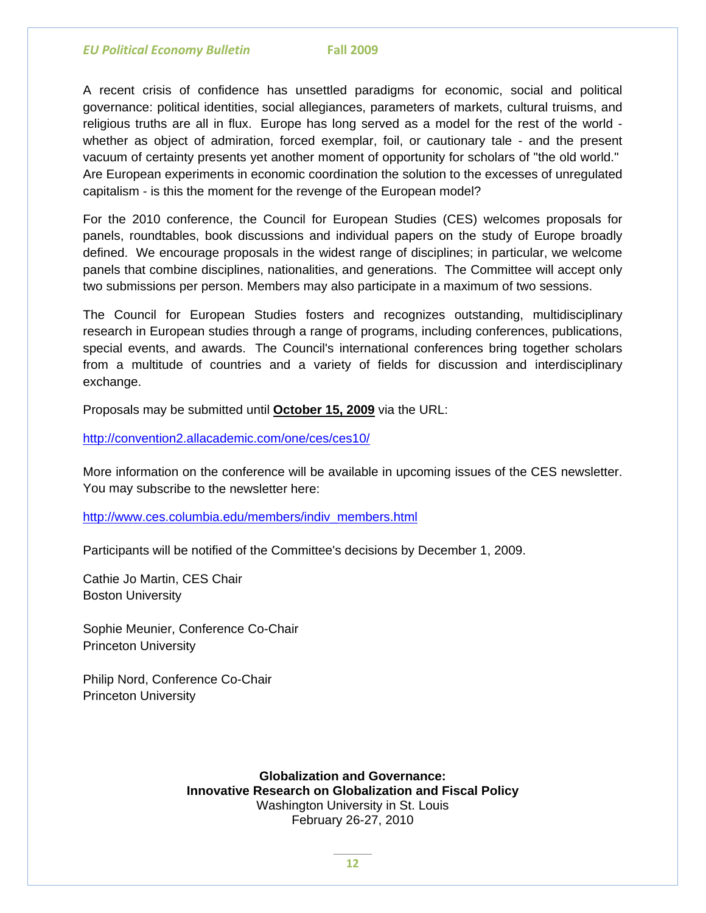A recent crisis of confidence has unsettled paradigms for economic, social and political governance: political identities, social allegiances, parameters of markets, cultural truisms, and religious truths are all in flux. Europe has long served as a model for the rest of the world - whether as object of admiration, forced exemplar, foil, or cautionary tale - and the present vacuum of certainty presents yet another moment of opportunity for scholars of "the old world." Are European experiments in economic coordination the solution to the excesses of unregulated capitalism - is this the moment for the revenge of the European model?

For the 2010 conference, the Council for European Studies (CES) welcomes proposals for panels, roundtables, book discussions and individual papers on the study of Europe broadly defined. We encourage proposals in the widest range of disciplines; in particular, we welcome panels that combine disciplines, nationalities, and generations. The Committee will accept only two submissions per person. Members may also participate in a maximum of two sessions.

The Council for European Studies fosters and recognizes outstanding, multidisciplinary research in European studies through a range of programs, including conferences, publications, special events, and awards. The Council's international conferences bring together scholars from a multitude of countries and a variety of fields for discussion and interdisciplinary exchange.

Proposals may be submitted until **October 15, 2009** via the URL:

http://convention2.allacademic.com/one/ces/ces10/

More information on the conference will be available in upcoming issues of the CES newsletter. You may subscribe to the newsletter here:

http://www.ces.columbia.edu/members/indiv_members.html

Participants will be notified of the Committee's decisions by December 1, 2009.

Cathie Jo Martin, CES Chair
Boston University

Sophie Meunier, Conference Co-Chair
Princeton University

Philip Nord, Conference Co-Chair
Princeton University

**Globalization and Governance:**
**Innovative Research on Globalization and Fiscal Policy**
Washington University in St. Louis
February 26-27, 2010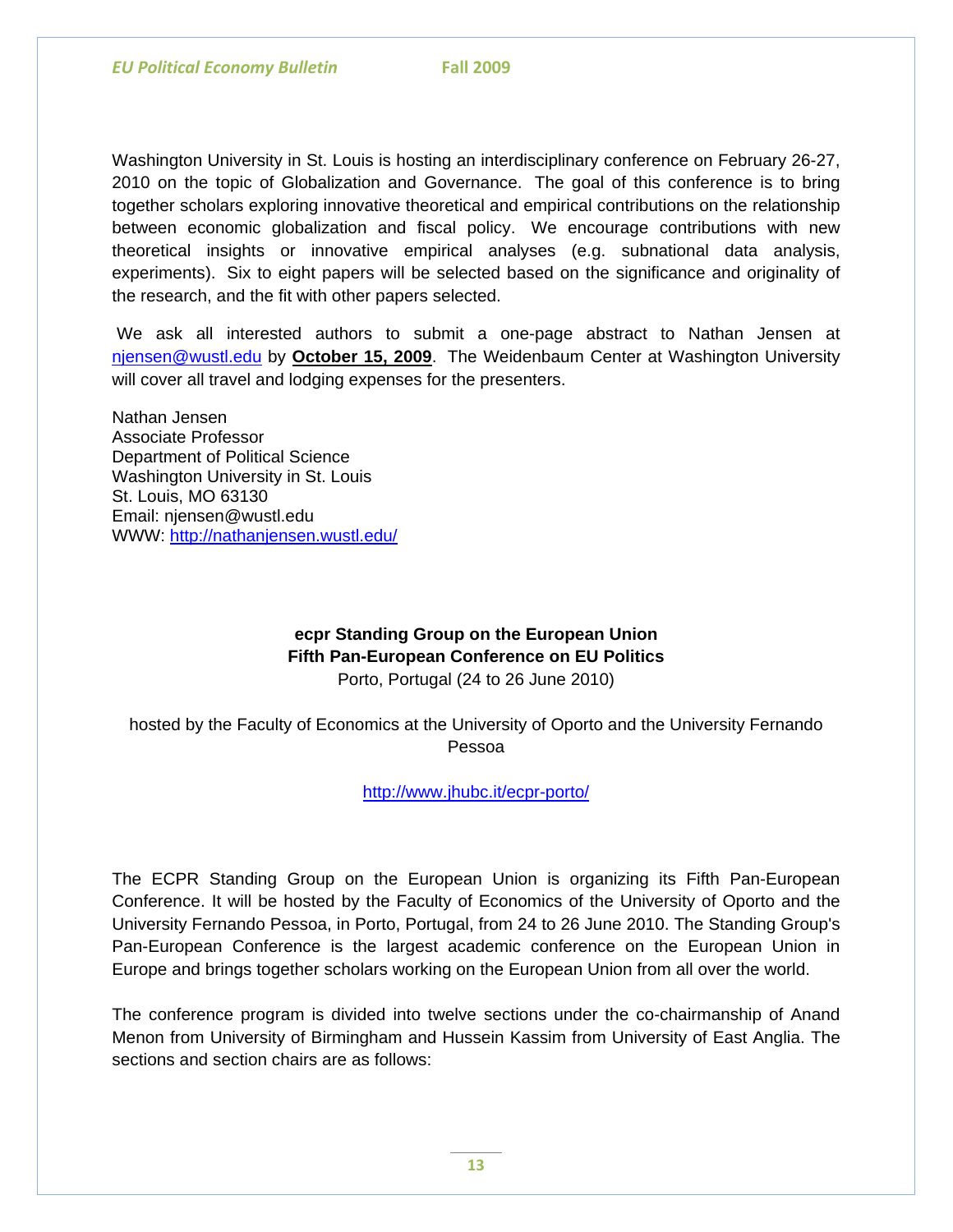Washington University in St. Louis is hosting an interdisciplinary conference on February 26-27, 2010 on the topic of Globalization and Governance. The goal of this conference is to bring together scholars exploring innovative theoretical and empirical contributions on the relationship between economic globalization and fiscal policy. We encourage contributions with new theoretical insights or innovative empirical analyses (e.g. subnational data analysis, experiments). Six to eight papers will be selected based on the significance and originality of the research, and the fit with other papers selected.

We ask all interested authors to submit a one-page abstract to Nathan Jensen at njensen@wustl.edu by **October 15, 2009**. The Weidenbaum Center at Washington University will cover all travel and lodging expenses for the presenters.

Nathan Jensen
Associate Professor
Department of Political Science
Washington University in St. Louis
St. Louis, MO 63130
Email: njensen@wustl.edu
WWW: http://nathanjensen.wustl.edu/

**ecpr Standing Group on the European Union**
**Fifth Pan-European Conference on EU Politics**
Porto, Portugal (24 to 26 June 2010)

hosted by the Faculty of Economics at the University of Oporto and the University Fernando Pessoa

http://www.jhubc.it/ecpr-porto/

The ECPR Standing Group on the European Union is organizing its Fifth Pan-European Conference. It will be hosted by the Faculty of Economics of the University of Oporto and the University Fernando Pessoa, in Porto, Portugal, from 24 to 26 June 2010. The Standing Group's Pan-European Conference is the largest academic conference on the European Union in Europe and brings together scholars working on the European Union from all over the world.

The conference program is divided into twelve sections under the co-chairmanship of Anand Menon from University of Birmingham and Hussein Kassim from University of East Anglia. The sections and section chairs are as follows: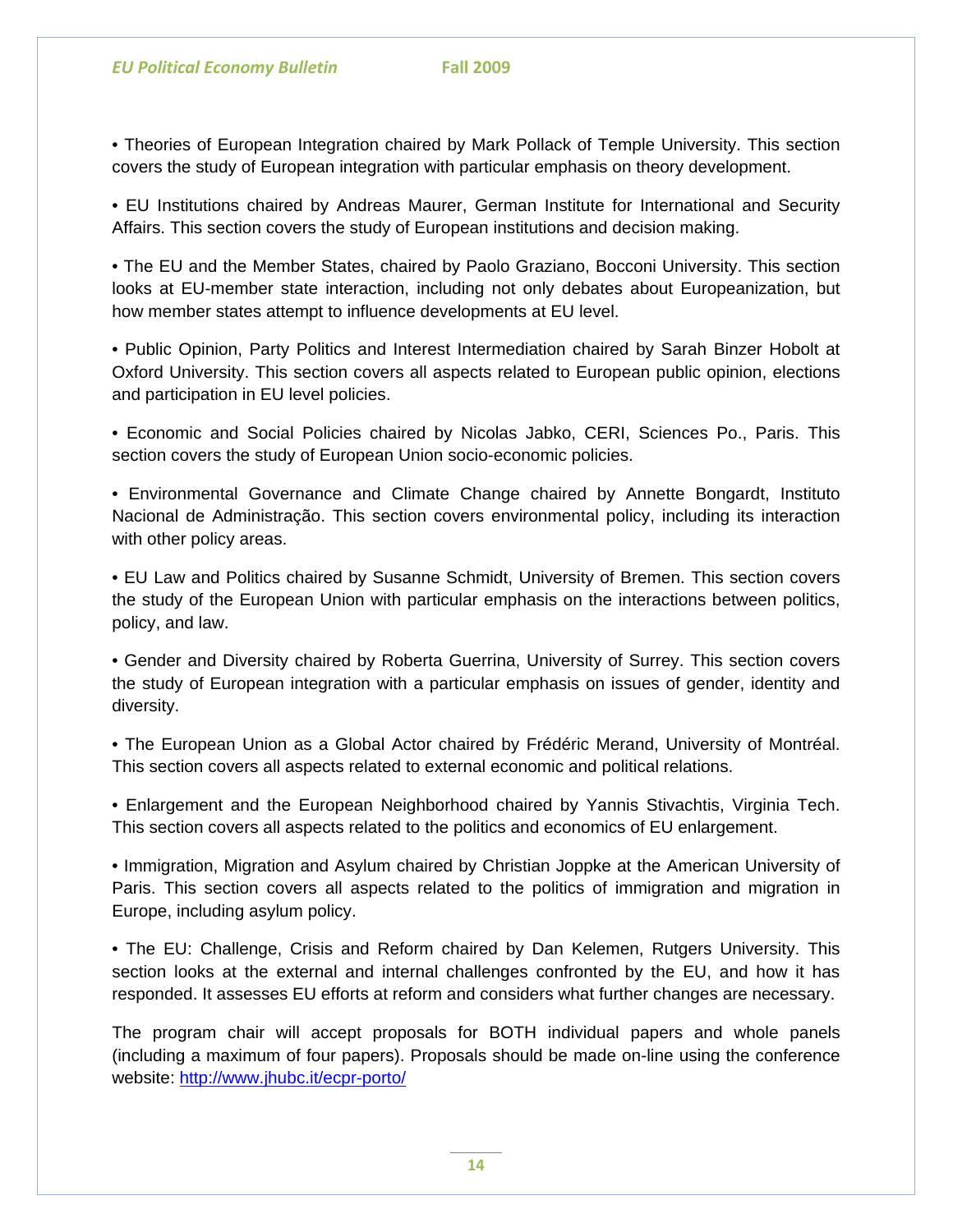- Theories of European Integration chaired by Mark Pollack of Temple University. This section covers the study of European integration with particular emphasis on theory development.

- EU Institutions chaired by Andreas Maurer, German Institute for International and Security Affairs. This section covers the study of European institutions and decision making.

- The EU and the Member States, chaired by Paolo Graziano, Bocconi University. This section looks at EU-member state interaction, including not only debates about Europeanization, but how member states attempt to influence developments at EU level.

- Public Opinion, Party Politics and Interest Intermediation chaired by Sarah Binzer Hobolt at Oxford University. This section covers all aspects related to European public opinion, elections and participation in EU level policies.

- Economic and Social Policies chaired by Nicolas Jabko, CERI, Sciences Po., Paris. This section covers the study of European Union socio-economic policies.

- Environmental Governance and Climate Change chaired by Annette Bongardt, Instituto Nacional de Administração. This section covers environmental policy, including its interaction with other policy areas.

- EU Law and Politics chaired by Susanne Schmidt, University of Bremen. This section covers the study of the European Union with particular emphasis on the interactions between politics, policy, and law.

- Gender and Diversity chaired by Roberta Guerrina, University of Surrey. This section covers the study of European integration with a particular emphasis on issues of gender, identity and diversity.

- The European Union as a Global Actor chaired by Frédéric Merand, University of Montréal. This section covers all aspects related to external economic and political relations.

- Enlargement and the European Neighborhood chaired by Yannis Stivachtis, Virginia Tech. This section covers all aspects related to the politics and economics of EU enlargement.

- Immigration, Migration and Asylum chaired by Christian Joppke at the American University of Paris. This section covers all aspects related to the politics of immigration and migration in Europe, including asylum policy.

- The EU: Challenge, Crisis and Reform chaired by Dan Kelemen, Rutgers University. This section looks at the external and internal challenges confronted by the EU, and how it has responded. It assesses EU efforts at reform and considers what further changes are necessary.

The program chair will accept proposals for BOTH individual papers and whole panels (including a maximum of four papers). Proposals should be made on-line using the conference website: http://www.jhubc.it/ecpr-porto/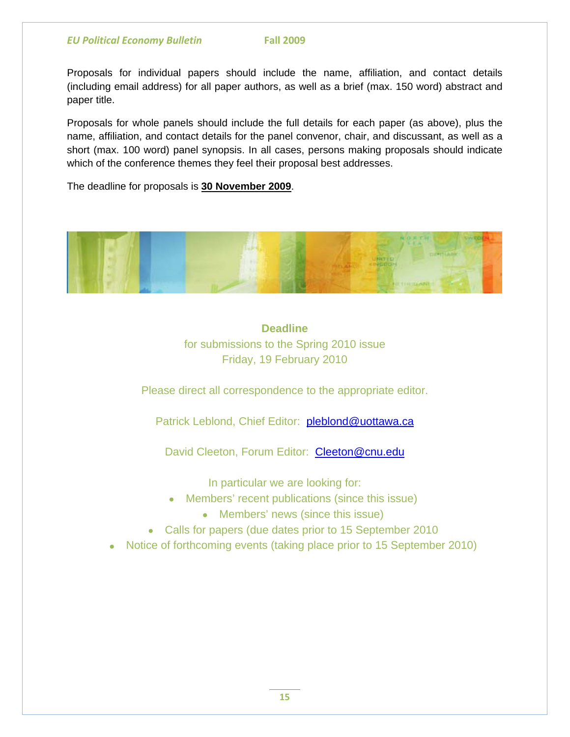Proposals for individual papers should include the name, affiliation, and contact details (including email address) for all paper authors, as well as a brief (max. 150 word) abstract and paper title.

Proposals for whole panels should include the full details for each paper (as above), plus the name, affiliation, and contact details for the panel convenor, chair, and discussant, as well as a short (max. 100 word) panel synopsis. In all cases, persons making proposals should indicate which of the conference themes they feel their proposal best addresses.

The deadline for proposals is **30 November 2009**.

**Deadline**

for submissions to the Spring 2010 issue

Friday, 19 February 2010

Please direct all correspondence to the appropriate editor.

Patrick Leblond, Chief Editor: pleblond@uottawa.ca

David Cleeton, Forum Editor: Cleeton@cnu.edu

In particular we are looking for:

- Members' recent publications (since this issue)
- Members' news (since this issue)
- Calls for papers (due dates prior to 15 September 2010
- Notice of forthcoming events (taking place prior to 15 September 2010)